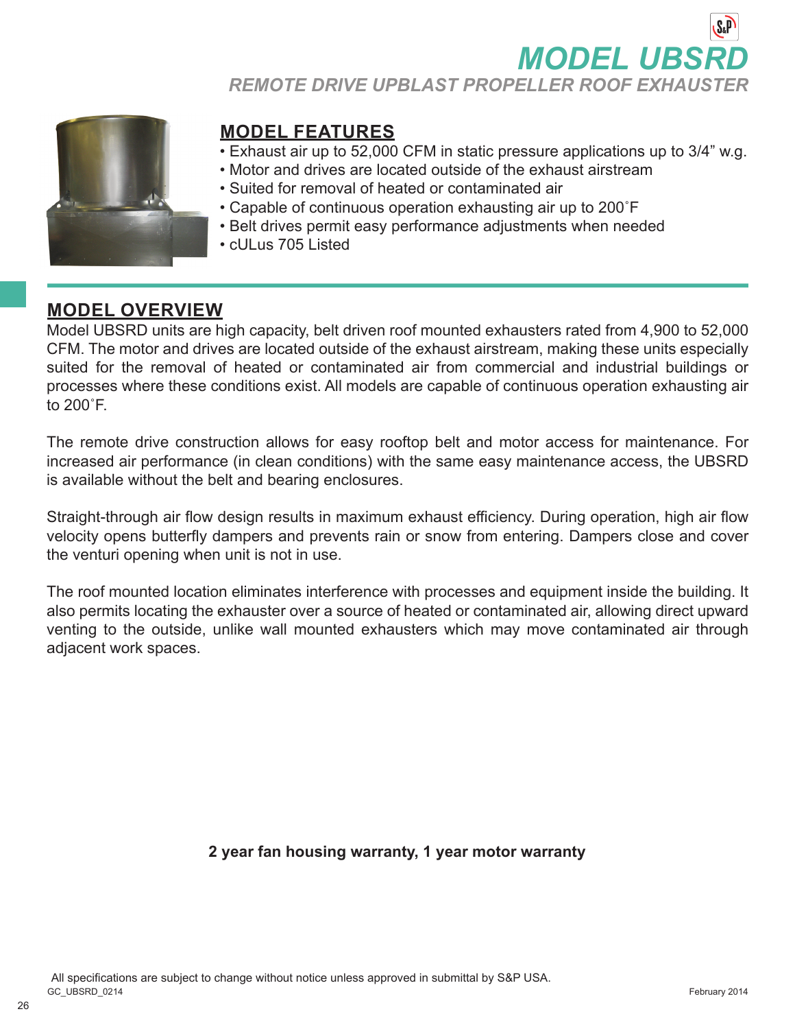# MODEL UBSRD

## REMOTE DRIVE UPBLAST PROPELLER ROOF EXHAUSTER

## MODEL FEATURES

- Exhaust air up to 52,000 CFM in static pressure applications up to 3/4" w.g.
- Motor and drives are located outside of the exhaust airstream
- Suited for removal of heated or contaminated air
- Capable of continuous operation exhausting air up to 200˚F
- Belt drives permit easy performance adjustments when needed
- cULus 705 Listed

## MODEL OVERVIEW

Model UBSRD units are high capacity, belt driven roof mounted exhausters rated from 4,900 to 52,000 CFM. The motor and drives are located outside of the exhaust airstream, making these units especially suited for the removal of heated or contaminated air from commercial and industrial buildings or processes where these conditions exist. All models are capable of continuous operation exhausting air to 200˚F.

The remote drive construction allows for easy rooftop belt and motor access for maintenance. For increased air performance (in clean conditions) with the same easy maintenance access, the UBSRD is available without the belt and bearing enclosures.

Straight-through air flow design results in maximum exhaust efficiency. During operation, high air flow velocity opens butterfly dampers and prevents rain or snow from entering. Dampers close and cover the venturi opening when unit is not in use.

The roof mounted location eliminates interference with processes and equipment inside the building. It also permits locating the exhauster over a source of heated or contaminated air, allowing direct upward venting to the outside, unlike wall mounted exhausters which may move contaminated air through adjacent work spaces.

**2 year fan housing warranty, 1 year motor warranty**

All specifications are subject to change without notice unless approved in submittal by S&P USA.

GC_UBSRD_0214

February 2014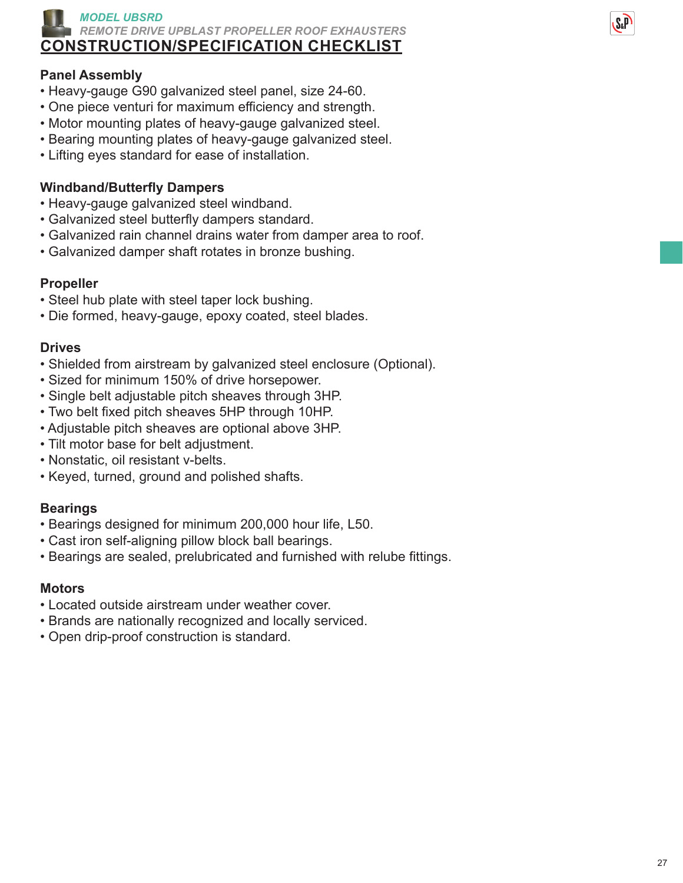*MODEL UBSRD*

*REMOTE DRIVE UPBLAST PROPELLER ROOF EXHAUSTERS*

# CONSTRUCTION/SPECIFICATION CHECKLIST

## Panel Assembly

- Heavy-gauge G90 galvanized steel panel, size 24-60.
- One piece venturi for maximum efficiency and strength.
- Motor mounting plates of heavy-gauge galvanized steel.
- Bearing mounting plates of heavy-gauge galvanized steel.
- Lifting eyes standard for ease of installation.

## Windband/Butterfly Dampers

- Heavy-gauge galvanized steel windband.
- Galvanized steel butterfly dampers standard.
- Galvanized rain channel drains water from damper area to roof.
- Galvanized damper shaft rotates in bronze bushing.

## Propeller

- Steel hub plate with steel taper lock bushing.
- Die formed, heavy-gauge, epoxy coated, steel blades.

## Drives

- Shielded from airstream by galvanized steel enclosure (Optional).
- Sized for minimum 150% of drive horsepower.
- Single belt adjustable pitch sheaves through 3HP.
- Two belt fixed pitch sheaves 5HP through 10HP.
- Adjustable pitch sheaves are optional above 3HP.
- Tilt motor base for belt adjustment.
- Nonstatic, oil resistant v-belts.
- Keyed, turned, ground and polished shafts.

## Bearings

- Bearings designed for minimum 200,000 hour life, L50.
- Cast iron self-aligning pillow block ball bearings.
- Bearings are sealed, prelubricated and furnished with relube fittings.

## Motors

- Located outside airstream under weather cover.
- Brands are nationally recognized and locally serviced.
- Open drip-proof construction is standard.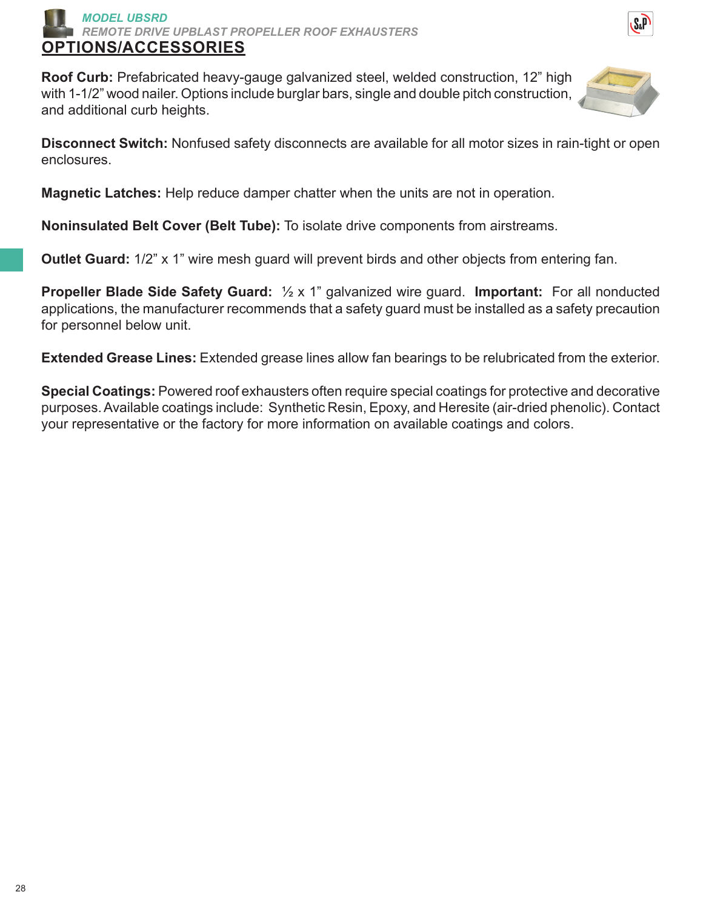## OPTIONS/ACCESSORIES

**Roof Curb:** Prefabricated heavy-gauge galvanized steel, welded construction, 12" high with 1-1/2" wood nailer. Options include burglar bars, single and double pitch construction, and additional curb heights.

**Disconnect Switch:** Nonfused safety disconnects are available for all motor sizes in rain-tight or open enclosures.

**Magnetic Latches:** Help reduce damper chatter when the units are not in operation.

**Noninsulated Belt Cover (Belt Tube):** To isolate drive components from airstreams.

**Outlet Guard:** 1/2" x 1" wire mesh guard will prevent birds and other objects from entering fan.

**Propeller Blade Side Safety Guard:** ½ x 1" galvanized wire guard. **Important:** For all nonducted applications, the manufacturer recommends that a safety guard must be installed as a safety precaution for personnel below unit.

**Extended Grease Lines:** Extended grease lines allow fan bearings to be relubricated from the exterior.

**Special Coatings:** Powered roof exhausters often require special coatings for protective and decorative purposes. Available coatings include: Synthetic Resin, Epoxy, and Heresite (air-dried phenolic). Contact your representative or the factory for more information on available coatings and colors.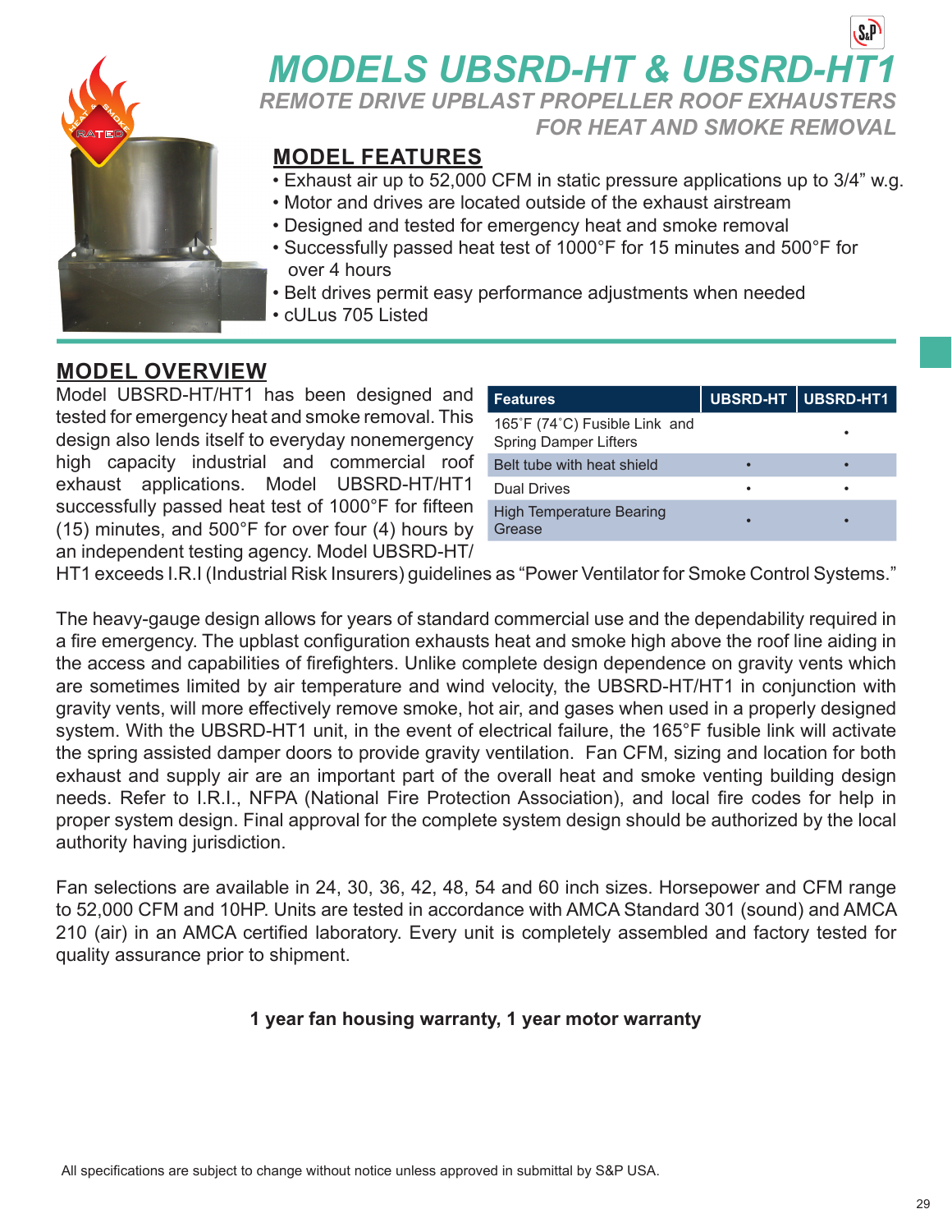# MODELS UBSRD-HT & UBSRD-HT1

## *REMOTE DRIVE UPBLAST PROPELLER ROOF EXHAUSTERS FOR HEAT AND SMOKE REMOVAL*

## MODEL FEATURES

- Exhaust air up to 52,000 CFM in static pressure applications up to 3/4" w.g.
- Motor and drives are located outside of the exhaust airstream
- Designed and tested for emergency heat and smoke removal
- Successfully passed heat test of 1000°F for 15 minutes and 500°F for over 4 hours
- Belt drives permit easy performance adjustments when needed
- cULus 705 Listed

## MODEL OVERVIEW

| Features | UBSRD-HT | UBSRD-HT1 |
|---|---|---|
| 165˚F (74˚C) Fusible Link and Spring Damper Lifters | | • |
| Belt tube with heat shield | • | • |
| Dual Drives | • | • |
| High Temperature Bearing Grease | • | • |

Model UBSRD-HT/HT1 has been designed and tested for emergency heat and smoke removal. This design also lends itself to everyday nonemergency high capacity industrial and commercial roof exhaust applications. Model UBSRD-HT/HT1 successfully passed heat test of 1000°F for fifteen (15) minutes, and 500°F for over four (4) hours by an independent testing agency. Model UBSRD-HT/HT1 exceeds I.R.I (Industrial Risk Insurers) guidelines as "Power Ventilator for Smoke Control Systems."

The heavy-gauge design allows for years of standard commercial use and the dependability required in a fire emergency. The upblast configuration exhausts heat and smoke high above the roof line aiding in the access and capabilities of firefighters. Unlike complete design dependence on gravity vents which are sometimes limited by air temperature and wind velocity, the UBSRD-HT/HT1 in conjunction with gravity vents, will more effectively remove smoke, hot air, and gases when used in a properly designed system. With the UBSRD-HT1 unit, in the event of electrical failure, the 165°F fusible link will activate the spring assisted damper doors to provide gravity ventilation. Fan CFM, sizing and location for both exhaust and supply air are an important part of the overall heat and smoke venting building design needs. Refer to I.R.I., NFPA (National Fire Protection Association), and local fire codes for help in proper system design. Final approval for the complete system design should be authorized by the local authority having jurisdiction.

Fan selections are available in 24, 30, 36, 42, 48, 54 and 60 inch sizes. Horsepower and CFM range to 52,000 CFM and 10HP. Units are tested in accordance with AMCA Standard 301 (sound) and AMCA 210 (air) in an AMCA certified laboratory. Every unit is completely assembled and factory tested for quality assurance prior to shipment.

**1 year fan housing warranty, 1 year motor warranty**

All specifications are subject to change without notice unless approved in submittal by S&P USA.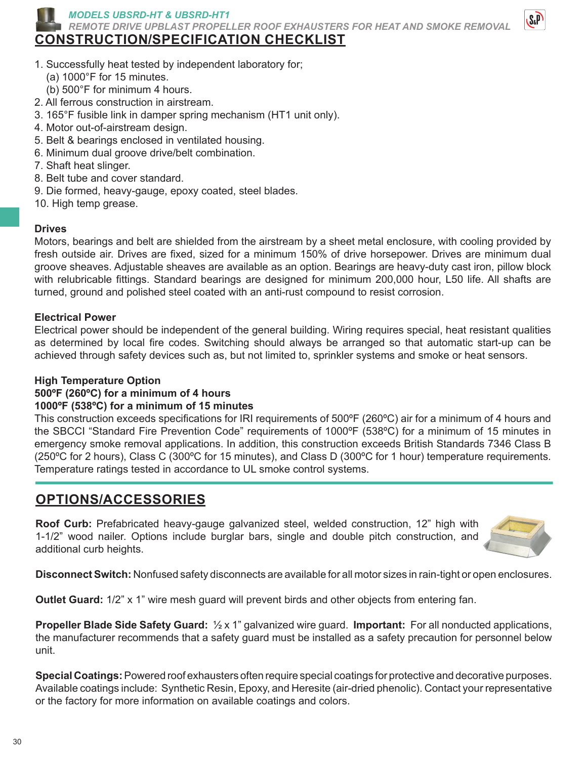*MODELS UBSRD-HT & UBSRD-HT1*

*REMOTE DRIVE UPBLAST PROPELLER ROOF EXHAUSTERS FOR HEAT AND SMOKE REMOVAL*

## CONSTRUCTION/SPECIFICATION CHECKLIST

1. Successfully heat tested by independent laboratory for;
   (a) 1000°F for 15 minutes.
   (b) 500°F for minimum 4 hours.
2. All ferrous construction in airstream.
3. 165°F fusible link in damper spring mechanism (HT1 unit only).
4. Motor out-of-airstream design.
5. Belt & bearings enclosed in ventilated housing.
6. Minimum dual groove drive/belt combination.
7. Shaft heat slinger.
8. Belt tube and cover standard.
9. Die formed, heavy-gauge, epoxy coated, steel blades.
10. High temp grease.

### Drives

Motors, bearings and belt are shielded from the airstream by a sheet metal enclosure, with cooling provided by fresh outside air. Drives are fixed, sized for a minimum 150% of drive horsepower. Drives are minimum dual groove sheaves. Adjustable sheaves are available as an option. Bearings are heavy-duty cast iron, pillow block with relubricable fittings. Standard bearings are designed for minimum 200,000 hour, L50 life. All shafts are turned, ground and polished steel coated with an anti-rust compound to resist corrosion.

### Electrical Power

Electrical power should be independent of the general building. Wiring requires special, heat resistant qualities as determined by local fire codes. Switching should always be arranged so that automatic start-up can be achieved through safety devices such as, but not limited to, sprinkler systems and smoke or heat sensors.

### High Temperature Option

**500ºF (260ºC) for a minimum of 4 hours**
**1000ºF (538ºC) for a minimum of 15 minutes**

This construction exceeds specifications for IRI requirements of 500ºF (260ºC) air for a minimum of 4 hours and the SBCCI "Standard Fire Prevention Code" requirements of 1000ºF (538ºC) for a minimum of 15 minutes in emergency smoke removal applications. In addition, this construction exceeds British Standards 7346 Class B (250ºC for 2 hours), Class C (300ºC for 15 minutes), and Class D (300ºC for 1 hour) temperature requirements. Temperature ratings tested in accordance to UL smoke control systems.

## OPTIONS/ACCESSORIES

**Roof Curb:** Prefabricated heavy-gauge galvanized steel, welded construction, 12" high with 1-1/2" wood nailer. Options include burglar bars, single and double pitch construction, and additional curb heights.

**Disconnect Switch:** Nonfused safety disconnects are available for all motor sizes in rain-tight or open enclosures.

**Outlet Guard:** 1/2" x 1" wire mesh guard will prevent birds and other objects from entering fan.

**Propeller Blade Side Safety Guard:** ½ x 1" galvanized wire guard. **Important:** For all nonducted applications, the manufacturer recommends that a safety guard must be installed as a safety precaution for personnel below unit.

**Special Coatings:** Powered roof exhausters often require special coatings for protective and decorative purposes. Available coatings include: Synthetic Resin, Epoxy, and Heresite (air-dried phenolic). Contact your representative or the factory for more information on available coatings and colors.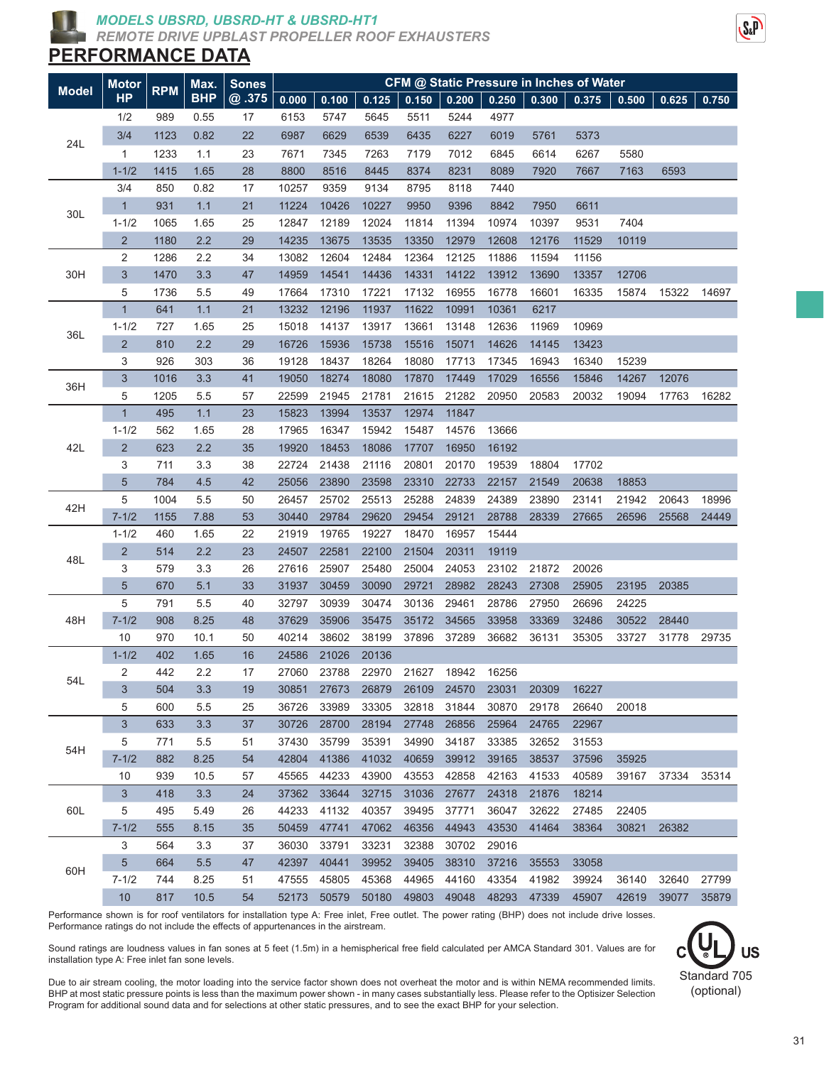## *MODELS UBSRD, UBSRD-HT & UBSRD-HT1*

*REMOTE DRIVE UPBLAST PROPELLER ROOF EXHAUSTERS*

# PERFORMANCE DATA

| Model | Motor HP | RPM | Max. BHP | Sones @ .375 | CFM @ Static Pressure in Inches of Water | | | | | | | | | | |
|---|---|---|---|---|---|---|---|---|---|---|---|---|---|---|---|
| | | | | | 0.000 | 0.100 | 0.125 | 0.150 | 0.200 | 0.250 | 0.300 | 0.375 | 0.500 | 0.625 | 0.750 |
| 24L | 1/2 | 989 | 0.55 | 17 | 6153 | 5747 | 5645 | 5511 | 5244 | 4977 | | | | | |
| | 3/4 | 1123 | 0.82 | 22 | 6987 | 6629 | 6539 | 6435 | 6227 | 6019 | 5761 | 5373 | | | |
| | 1 | 1233 | 1.1 | 23 | 7671 | 7345 | 7263 | 7179 | 7012 | 6845 | 6614 | 6267 | 5580 | | |
| | 1-1/2 | 1415 | 1.65 | 28 | 8800 | 8516 | 8445 | 8374 | 8231 | 8089 | 7920 | 7667 | 7163 | 6593 | |
| 30L | 3/4 | 850 | 0.82 | 17 | 10257 | 9359 | 9134 | 8795 | 8118 | 7440 | | | | | |
| | 1 | 931 | 1.1 | 21 | 11224 | 10426 | 10227 | 9950 | 9396 | 8842 | 7950 | 6611 | | | |
| | 1-1/2 | 1065 | 1.65 | 25 | 12847 | 12189 | 12024 | 11814 | 11394 | 10974 | 10397 | 9531 | 7404 | | |
| | 2 | 1180 | 2.2 | 29 | 14235 | 13675 | 13535 | 13350 | 12979 | 12608 | 12176 | 11529 | 10119 | | |
| 30H | 2 | 1286 | 2.2 | 34 | 13082 | 12604 | 12484 | 12364 | 12125 | 11886 | 11594 | 11156 | | | |
| | 3 | 1470 | 3.3 | 47 | 14959 | 14541 | 14436 | 14331 | 14122 | 13912 | 13690 | 13357 | 12706 | | |
| | 5 | 1736 | 5.5 | 49 | 17664 | 17310 | 17221 | 17132 | 16955 | 16778 | 16601 | 16335 | 15874 | 15322 | 14697 |
| 36L | 1 | 641 | 1.1 | 21 | 13232 | 12196 | 11937 | 11622 | 10991 | 10361 | 6217 | | | | |
| | 1-1/2 | 727 | 1.65 | 25 | 15018 | 14137 | 13917 | 13661 | 13148 | 12636 | 11969 | 10969 | | | |
| | 2 | 810 | 2.2 | 29 | 16726 | 15936 | 15738 | 15516 | 15071 | 14626 | 14145 | 13423 | | | |
| | 3 | 926 | 303 | 36 | 19128 | 18437 | 18264 | 18080 | 17713 | 17345 | 16943 | 16340 | 15239 | | |
| 36H | 3 | 1016 | 3.3 | 41 | 19050 | 18274 | 18080 | 17870 | 17449 | 17029 | 16556 | 15846 | 14267 | 12076 | |
| | 5 | 1205 | 5.5 | 57 | 22599 | 21945 | 21781 | 21615 | 21282 | 20950 | 20583 | 20032 | 19094 | 17763 | 16282 |
| 42L | 1 | 495 | 1.1 | 23 | 15823 | 13994 | 13537 | 12974 | 11847 | | | | | | |
| | 1-1/2 | 562 | 1.65 | 28 | 17965 | 16347 | 15942 | 15487 | 14576 | 13666 | | | | | |
| | 2 | 623 | 2.2 | 35 | 19920 | 18453 | 18086 | 17707 | 16950 | 16192 | | | | | |
| | 3 | 711 | 3.3 | 38 | 22724 | 21438 | 21116 | 20801 | 20170 | 19539 | 18804 | 17702 | | | |
| | 5 | 784 | 4.5 | 42 | 25056 | 23890 | 23598 | 23310 | 22733 | 22157 | 21549 | 20638 | 18853 | | |
| 42H | 5 | 1004 | 5.5 | 50 | 26457 | 25702 | 25513 | 25288 | 24839 | 24389 | 23890 | 23141 | 21942 | 20643 | 18996 |
| | 7-1/2 | 1155 | 7.88 | 53 | 30440 | 29784 | 29620 | 29454 | 29121 | 28788 | 28339 | 27665 | 26596 | 25568 | 24449 |
| 48L | 1-1/2 | 460 | 1.65 | 22 | 21919 | 19765 | 19227 | 18470 | 16957 | 15444 | | | | | |
| | 2 | 514 | 2.2 | 23 | 24507 | 22581 | 22100 | 21504 | 20311 | 19119 | | | | | |
| | 3 | 579 | 3.3 | 26 | 27616 | 25907 | 25480 | 25004 | 24053 | 23102 | 21872 | 20026 | | | |
| | 5 | 670 | 5.1 | 33 | 31937 | 30459 | 30090 | 29721 | 28982 | 28243 | 27308 | 25905 | 23195 | 20385 | |
| 48H | 5 | 791 | 5.5 | 40 | 32797 | 30939 | 30474 | 30136 | 29461 | 28786 | 27950 | 26696 | 24225 | | |
| | 7-1/2 | 908 | 8.25 | 48 | 37629 | 35906 | 35475 | 35172 | 34565 | 33958 | 33369 | 32486 | 30522 | 28440 | |
| | 10 | 970 | 10.1 | 50 | 40214 | 38602 | 38199 | 37896 | 37289 | 36682 | 36131 | 35305 | 33727 | 31778 | 29735 |
| 54L | 1-1/2 | 402 | 1.65 | 16 | 24586 | 21026 | 20136 | | | | | | | | |
| | 2 | 442 | 2.2 | 17 | 27060 | 23788 | 22970 | 21627 | 18942 | 16256 | | | | | |
| | 3 | 504 | 3.3 | 19 | 30851 | 27673 | 26879 | 26109 | 24570 | 23031 | 20309 | 16227 | | | |
| | 5 | 600 | 5.5 | 25 | 36726 | 33989 | 33305 | 32818 | 31844 | 30870 | 29178 | 26640 | 20018 | | |
| 54H | 3 | 633 | 3.3 | 37 | 30726 | 28700 | 28194 | 27748 | 26856 | 25964 | 24765 | 22967 | | | |
| | 5 | 771 | 5.5 | 51 | 37430 | 35799 | 35391 | 34990 | 34187 | 33385 | 32652 | 31553 | | | |
| | 7-1/2 | 882 | 8.25 | 54 | 42804 | 41386 | 41032 | 40659 | 39912 | 39165 | 38537 | 37596 | 35925 | | |
| | 10 | 939 | 10.5 | 57 | 45565 | 44233 | 43900 | 43553 | 42858 | 42163 | 41533 | 40589 | 39167 | 37334 | 35314 |
| 60L | 3 | 418 | 3.3 | 24 | 37362 | 33644 | 32715 | 31036 | 27677 | 24318 | 21876 | 18214 | | | |
| | 5 | 495 | 5.49 | 26 | 44233 | 41132 | 40357 | 39495 | 37771 | 36047 | 32622 | 27485 | 22405 | | |
| | 7-1/2 | 555 | 8.15 | 35 | 50459 | 47741 | 47062 | 46356 | 44943 | 43530 | 41464 | 38364 | 30821 | 26382 | |
| 60H | 3 | 564 | 3.3 | 37 | 36030 | 33791 | 33231 | 32388 | 30702 | 29016 | | | | | |
| | 5 | 664 | 5.5 | 47 | 42397 | 40441 | 39952 | 39405 | 38310 | 37216 | 35553 | 33058 | | | |
| | 7-1/2 | 744 | 8.25 | 51 | 47555 | 45805 | 45368 | 44965 | 44160 | 43354 | 41982 | 39924 | 36140 | 32640 | 27799 |
| | 10 | 817 | 10.5 | 54 | 52173 | 50579 | 50180 | 49803 | 49048 | 48293 | 47339 | 45907 | 42619 | 39077 | 35879 |

Performance shown is for roof ventilators for installation type A: Free inlet, Free outlet. The power rating (BHP) does not include drive losses. Performance ratings do not include the effects of appurtenances in the airstream.

Sound ratings are loudness values in fan sones at 5 feet (1.5m) in a hemispherical free field calculated per AMCA Standard 301. Values are for installation type A: Free inlet fan sone levels.

Due to air stream cooling, the motor loading into the service factor shown does not overheat the motor and is within NEMA recommended limits. BHP at most static pressure points is less than the maximum power shown - in many cases substantially less. Please refer to the Optisizer Selection Program for additional sound data and for selections at other static pressures, and to see the exact BHP for your selection.

Standard 705 (optional)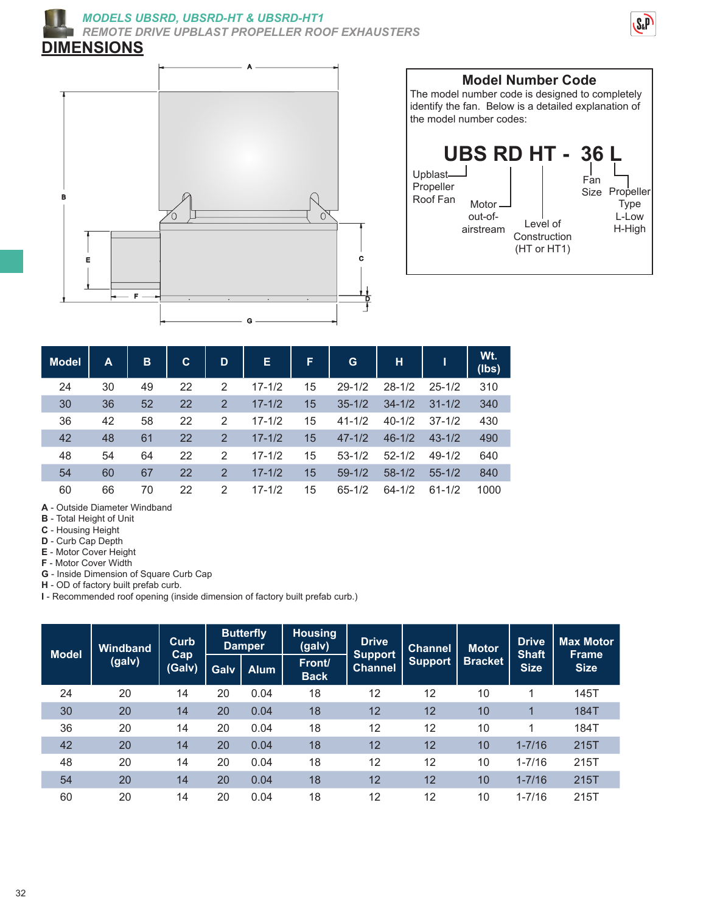*MODELS UBSRD, UBSRD-HT & UBSRD-HT1*

*REMOTE DRIVE UPBLAST PROPELLER ROOF EXHAUSTERS*

# DIMENSIONS

A

B

C

D

E

F

G

## Model Number Code

The model number code is designed to completely identify the fan. Below is a detailed explanation of the model number codes:

**UBS RD HT - 36 L**

- Upblast Propeller Roof Fan
- Motor out-of-airstream
- Level of Construction (HT or HT1)
- Fan Size
- Propeller Type L-Low H-High

| Model | A | B | C | D | E | F | G | H | I | Wt. (lbs) |
|---|---|---|---|---|---|---|---|---|---|---|
| 24 | 30 | 49 | 22 | 2 | 17-1/2 | 15 | 29-1/2 | 28-1/2 | 25-1/2 | 310 |
| 30 | 36 | 52 | 22 | 2 | 17-1/2 | 15 | 35-1/2 | 34-1/2 | 31-1/2 | 340 |
| 36 | 42 | 58 | 22 | 2 | 17-1/2 | 15 | 41-1/2 | 40-1/2 | 37-1/2 | 430 |
| 42 | 48 | 61 | 22 | 2 | 17-1/2 | 15 | 47-1/2 | 46-1/2 | 43-1/2 | 490 |
| 48 | 54 | 64 | 22 | 2 | 17-1/2 | 15 | 53-1/2 | 52-1/2 | 49-1/2 | 640 |
| 54 | 60 | 67 | 22 | 2 | 17-1/2 | 15 | 59-1/2 | 58-1/2 | 55-1/2 | 840 |
| 60 | 66 | 70 | 22 | 2 | 17-1/2 | 15 | 65-1/2 | 64-1/2 | 61-1/2 | 1000 |

**A** - Outside Diameter Windband
**B** - Total Height of Unit
**C** - Housing Height
**D** - Curb Cap Depth
**E** - Motor Cover Height
**F** - Motor Cover Width
**G** - Inside Dimension of Square Curb Cap
**H** - OD of factory built prefab curb.
**I** - Recommended roof opening (inside dimension of factory built prefab curb.)

| Model | Windband (galv) | Curb Cap (Galv) | Butterfly Damper | | Housing (galv) | Drive Support Channel | Channel Support | Motor Bracket | Drive Shaft Size | Max Motor Frame Size |
|---|---|---|---|---|---|---|---|---|---|---|
| | | | Galv | Alum | Front/ Back | | | | | |
| 24 | 20 | 14 | 20 | 0.04 | 18 | 12 | 12 | 10 | 1 | 145T |
| 30 | 20 | 14 | 20 | 0.04 | 18 | 12 | 12 | 10 | 1 | 184T |
| 36 | 20 | 14 | 20 | 0.04 | 18 | 12 | 12 | 10 | 1 | 184T |
| 42 | 20 | 14 | 20 | 0.04 | 18 | 12 | 12 | 10 | 1-7/16 | 215T |
| 48 | 20 | 14 | 20 | 0.04 | 18 | 12 | 12 | 10 | 1-7/16 | 215T |
| 54 | 20 | 14 | 20 | 0.04 | 18 | 12 | 12 | 10 | 1-7/16 | 215T |
| 60 | 20 | 14 | 20 | 0.04 | 18 | 12 | 12 | 10 | 1-7/16 | 215T |